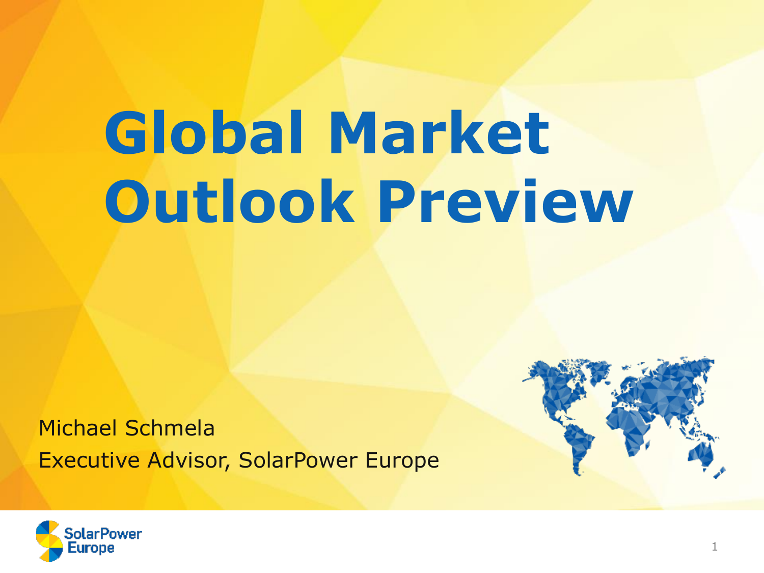# Global Market Outlook Preview

Michael Schmela

Executive Advisor, SolarPower Europe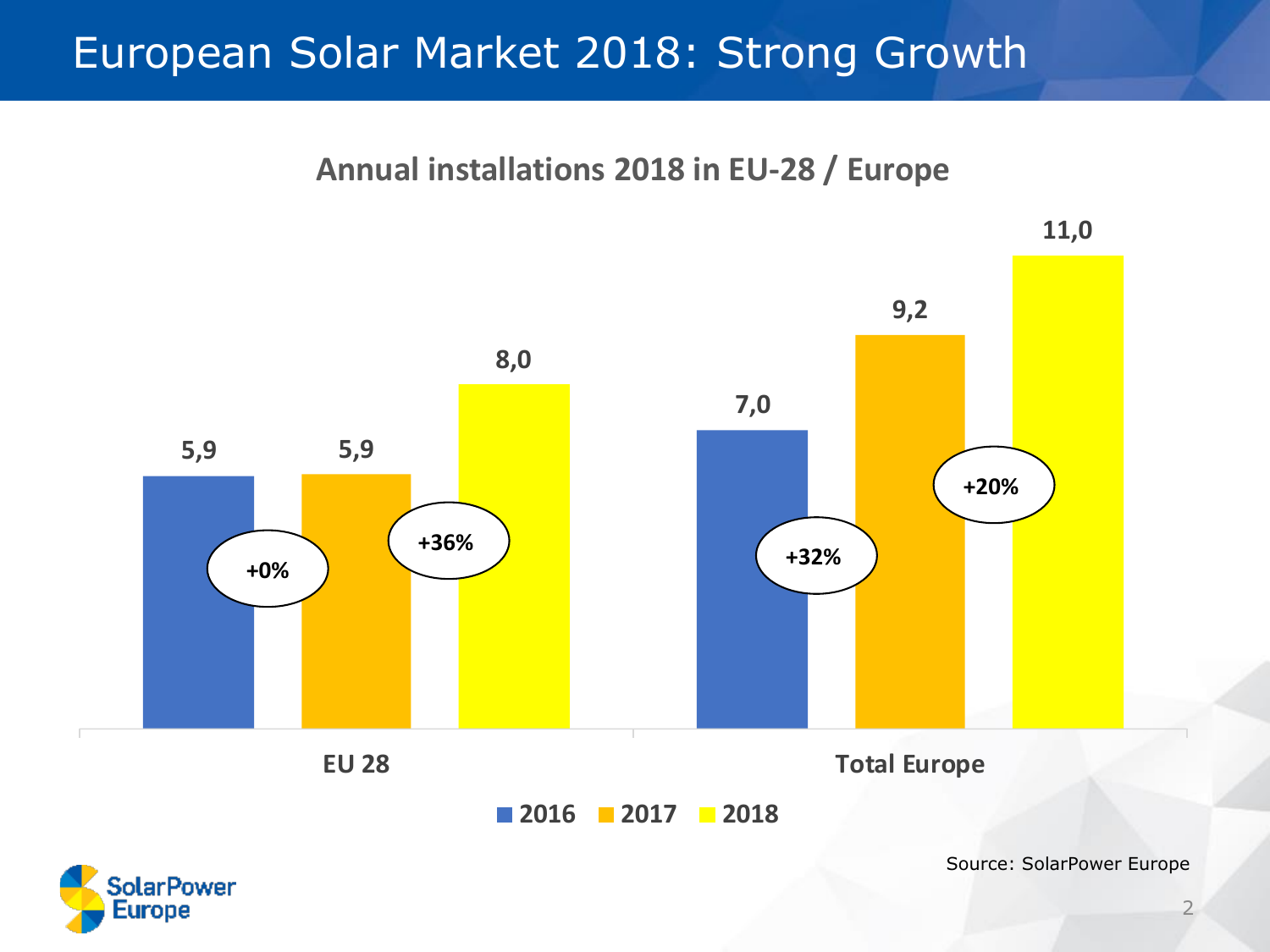# European Solar Market 2018: Strong Growth

## Annual installations 2018 in EU-28 / Europe

| | 2016 | 2017 | 2018 |
|---|---|---|---|
| EU 28 | 5,9 | 5,9 | 8,0 |
| Total Europe | 7,0 | 9,2 | 11,0 |

Growth rates:

- EU 28: 2016→2017: +0%; 2017→2018: +36%
- Total Europe: 2016→2017: +32%; 2017→2018: +20%

Source: SolarPower Europe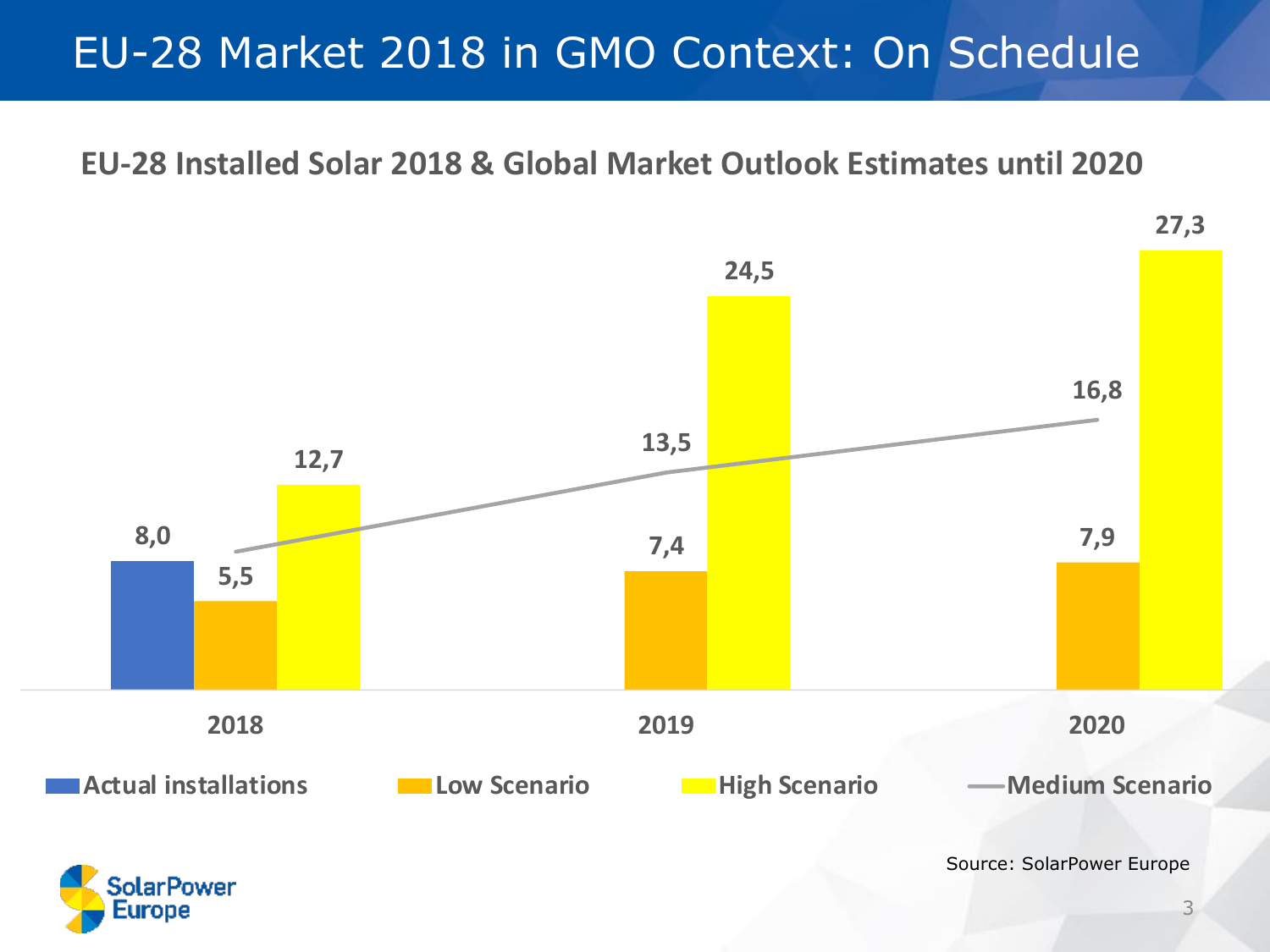# EU-28 Market 2018 in GMO Context: On Schedule

## EU-28 Installed Solar 2018 & Global Market Outlook Estimates until 2020

| | Actual installations | Low Scenario | High Scenario | Medium Scenario |
|---|---|---|---|---|
| 2018 | 8,0 | 5,5 | 12,7 | |
| 2019 | | 7,4 | 24,5 | 13,5 |
| 2020 | | 7,9 | 27,3 | 16,8 |

Source: SolarPower Europe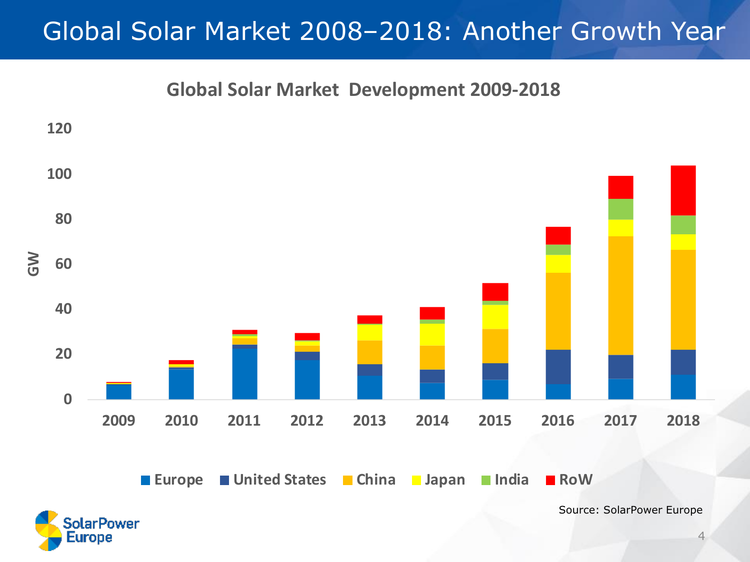# Global Solar Market 2008–2018: Another Growth Year

**Global Solar Market Development 2009-2018**

GW: 0, 20, 40, 60, 80, 100, 120

2009, 2010, 2011, 2012, 2013, 2014, 2015, 2016, 2017, 2018

Europe, United States, China, Japan, India, RoW

Source: SolarPower Europe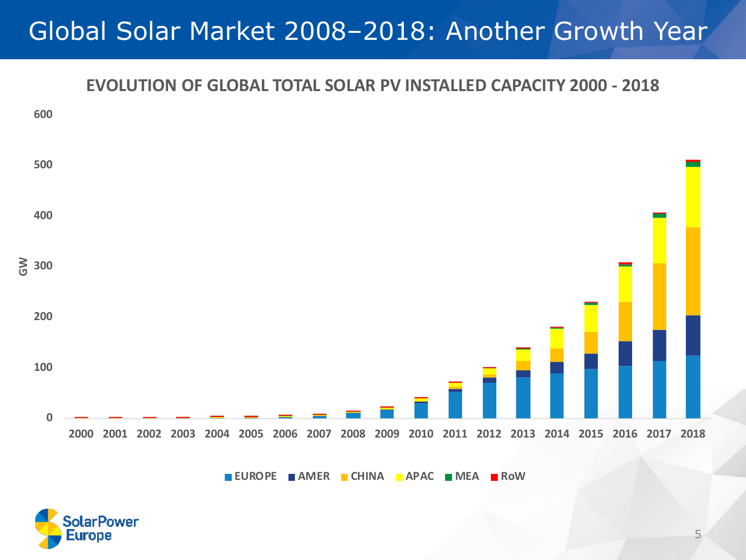# Global Solar Market 2008–2018: Another Growth Year

**EVOLUTION OF GLOBAL TOTAL SOLAR PV INSTALLED CAPACITY 2000 - 2018**

GW

600
500
400
300
200
100
0

2000 2001 2002 2003 2004 2005 2006 2007 2008 2009 2010 2011 2012 2013 2014 2015 2016 2017 2018

EUROPE · AMER · CHINA · APAC · MEA · RoW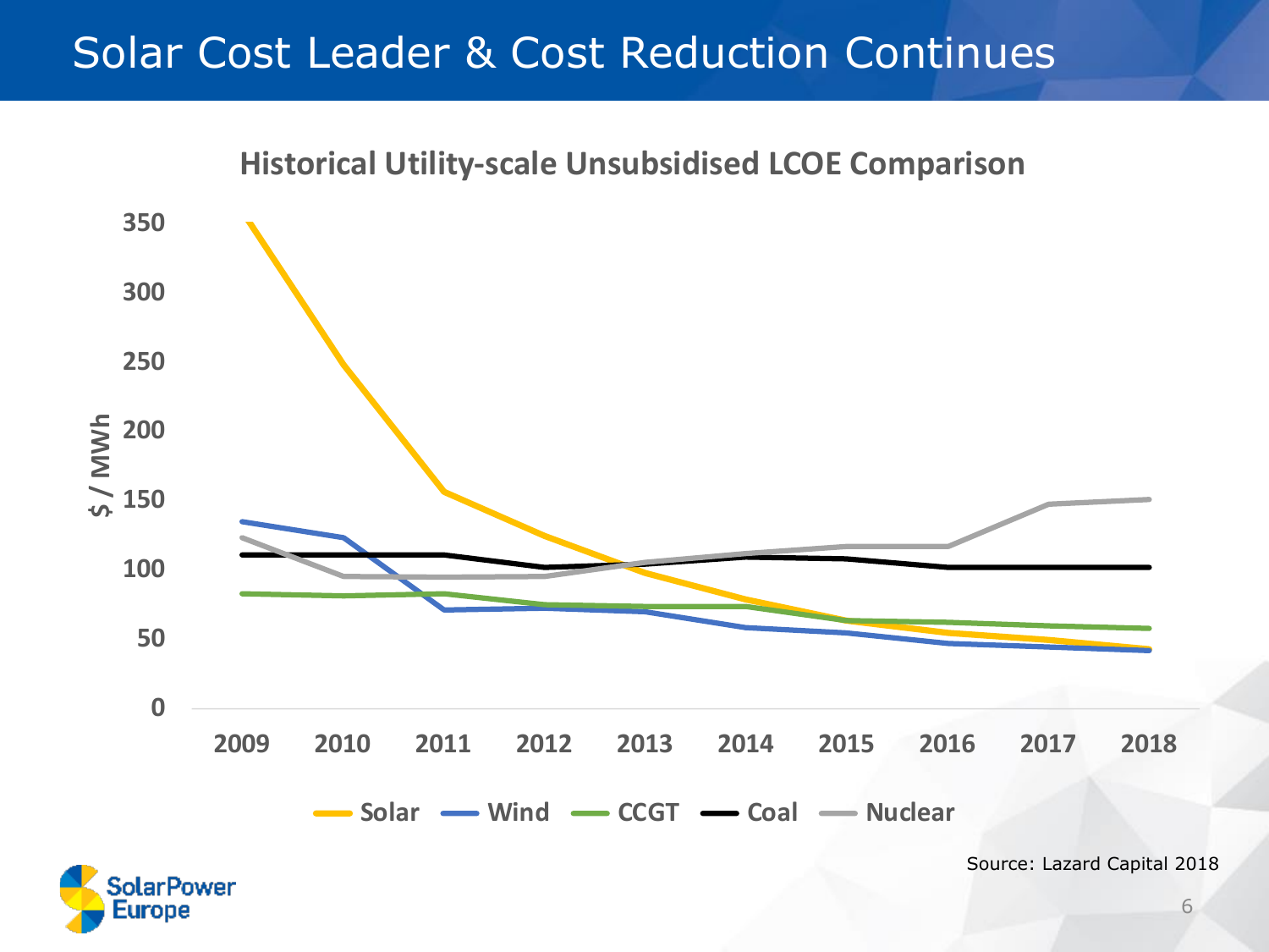# Solar Cost Leader & Cost Reduction Continues

**Historical Utility-scale Unsubsidised LCOE Comparison**

$ / MWh

350
300
250
200
150
100
50
0

2009 2010 2011 2012 2013 2014 2015 2016 2017 2018

Solar Wind CCGT Coal Nuclear

Source: Lazard Capital 2018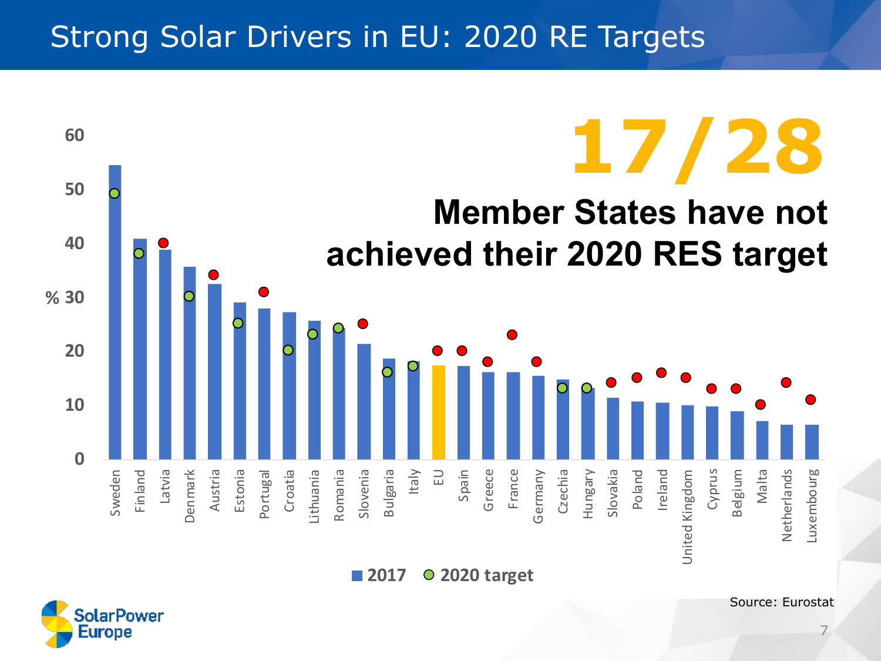# Strong Solar Drivers in EU: 2020 RE Targets

**17/28**

**Member States have not achieved their 2020 RES target**

Legend: 2017 | 2020 target

Y-axis: % (0–60)

Countries: Sweden, Finland, Latvia, Denmark, Austria, Estonia, Portugal, Croatia, Lithuania, Romania, Slovenia, Bulgaria, Italy, EU, Spain, Greece, France, Germany, Czechia, Hungary, Slovakia, Poland, Ireland, United Kingdom, Cyprus, Belgium, Malta, Netherlands, Luxembourg

Source: Eurostat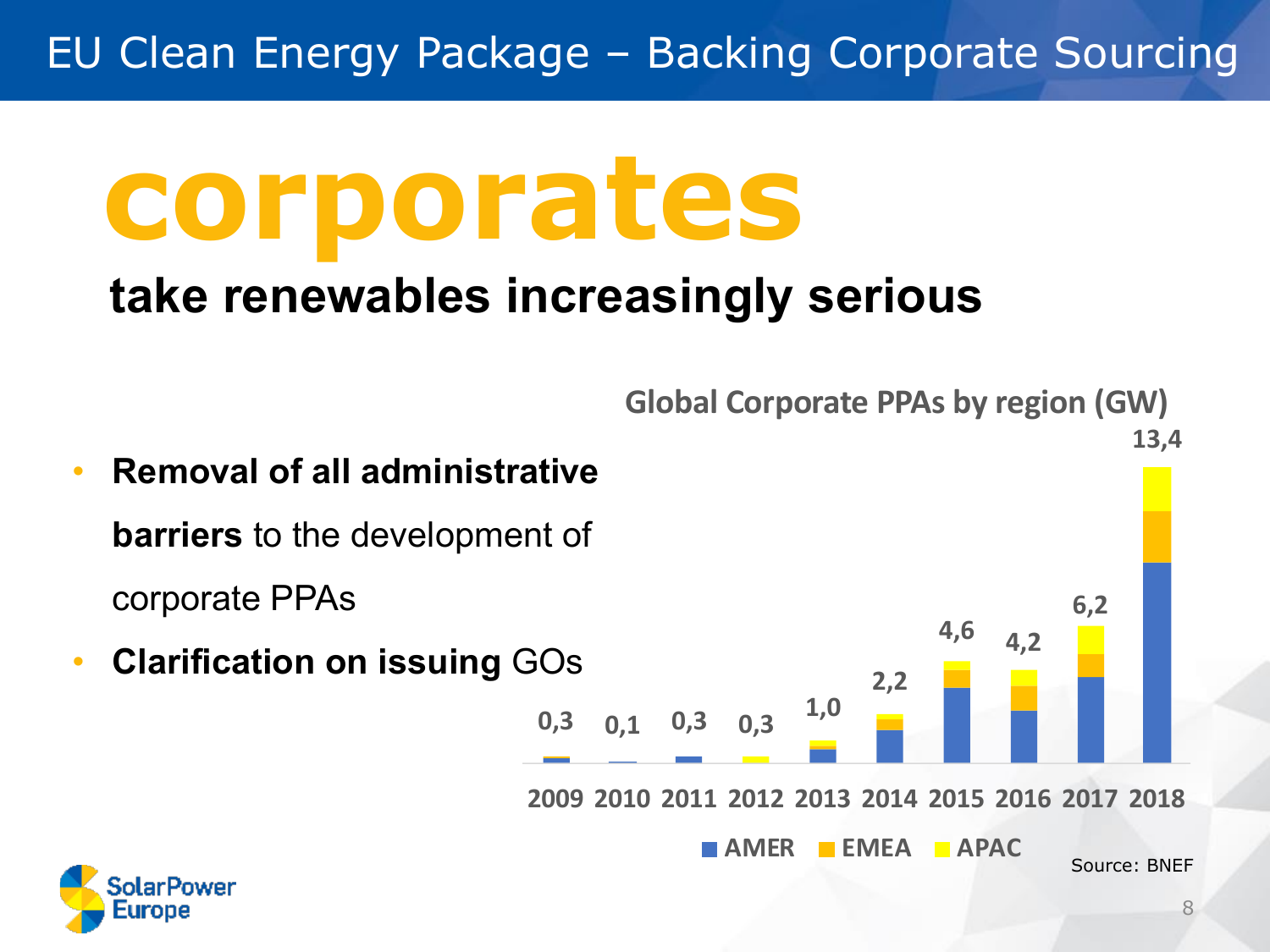# EU Clean Energy Package – Backing Corporate Sourcing

## corporates

### take renewables increasingly serious

- **Removal of all administrative barriers** to the development of corporate PPAs
- **Clarification on issuing** GOs

**Global Corporate PPAs by region (GW)**

| Year | Total (GW) |
|---|---|
| 2009 | 0,3 |
| 2010 | 0,1 |
| 2011 | 0,3 |
| 2012 | 0,3 |
| 2013 | 1,0 |
| 2014 | 2,2 |
| 2015 | 4,6 |
| 2016 | 4,2 |
| 2017 | 6,2 |
| 2018 | 13,4 |

AMER EMEA APAC

Source: BNEF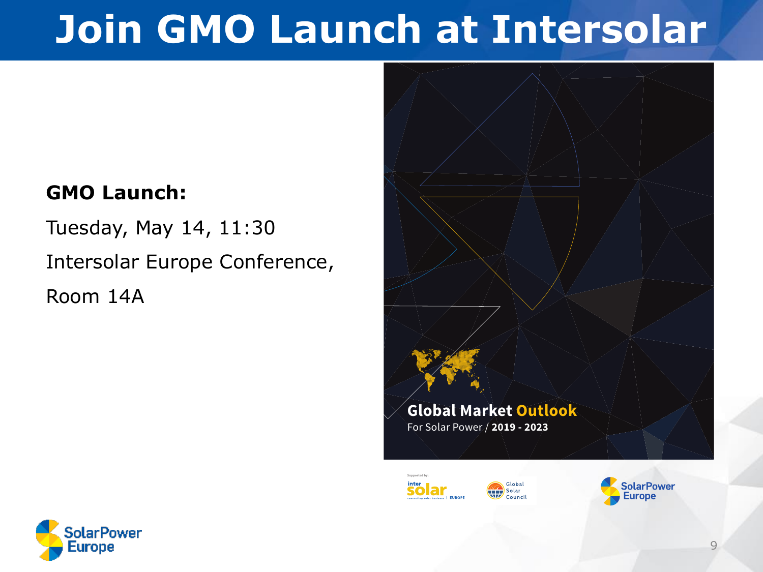# Join GMO Launch at Intersolar

**GMO Launch:**

Tuesday, May 14, 11:30

Intersolar Europe Conference,

Room 14A

Global Market Outlook

For Solar Power / 2019 - 2023

Supported by:

intersolar EUROPE

Global Solar Council

SolarPower Europe